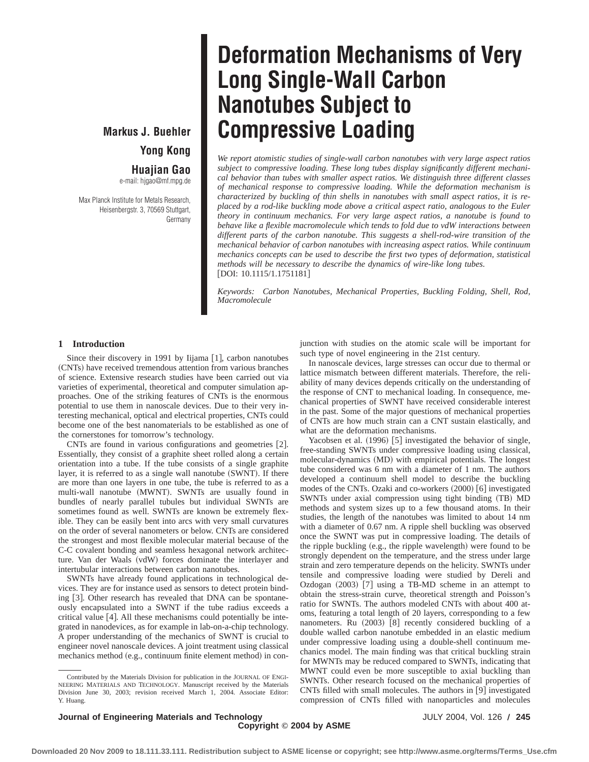# Deformation Mechanisms of Very Long Single-Wall Carbon Nanotubes Subject to Compressive Loading

**Markus J. Buehler**

**Yong Kong**

**Huajian Gao**

e-mail: hjgao@mf.mpg.de

Max Planck Institute for Metals Research, Heisenbergstr. 3, 70569 Stuttgart, Germany

*We report atomistic studies of single-wall carbon nanotubes with very large aspect ratios subject to compressive loading. These long tubes display significantly different mechanical behavior than tubes with smaller aspect ratios. We distinguish three different classes of mechanical response to compressive loading. While the deformation mechanism is characterized by buckling of thin shells in nanotubes with small aspect ratios, it is replaced by a rod-like buckling mode above a critical aspect ratio, analogous to the Euler theory in continuum mechanics. For very large aspect ratios, a nanotube is found to behave like a flexible macromolecule which tends to fold due to vdW interactions between different parts of the carbon nanotube. This suggests a shell-rod-wire transition of the mechanical behavior of carbon nanotubes with increasing aspect ratios. While continuum mechanics concepts can be used to describe the first two types of deformation, statistical methods will be necessary to describe the dynamics of wire-like long tubes.*
[DOI: 10.1115/1.1751181]

*Keywords: Carbon Nanotubes, Mechanical Properties, Buckling Folding, Shell, Rod, Macromolecule*

## 1 Introduction

Since their discovery in 1991 by Iijama [1], carbon nanotubes (CNTs) have received tremendous attention from various branches of science. Extensive research studies have been carried out via varieties of experimental, theoretical and computer simulation approaches. One of the striking features of CNTs is the enormous potential to use them in nanoscale devices. Due to their very interesting mechanical, optical and electrical properties, CNTs could become one of the best nanomaterials to be established as one of the cornerstones for tomorrow's technology.

CNTs are found in various configurations and geometries [2]. Essentially, they consist of a graphite sheet rolled along a certain orientation into a tube. If the tube consists of a single graphite layer, it is referred to as a single wall nanotube (SWNT). If there are more than one layers in one tube, the tube is referred to as a multi-wall nanotube (MWNT). SWNTs are usually found in bundles of nearly parallel tubules but individual SWNTs are sometimes found as well. SWNTs are known be extremely flexible. They can be easily bent into arcs with very small curvatures on the order of several nanometers or below. CNTs are considered the strongest and most flexible molecular material because of the C-C covalent bonding and seamless hexagonal network architecture. Van der Waals (vdW) forces dominate the interlayer and intertubular interactions between carbon nanotubes.

SWNTs have already found applications in technological devices. They are for instance used as sensors to detect protein binding [3]. Other research has revealed that DNA can be spontaneously encapsulated into a SWNT if the tube radius exceeds a critical value [4]. All these mechanisms could potentially be integrated in nanodevices, as for example in lab-on-a-chip technology. A proper understanding of the mechanics of SWNT is crucial to engineer novel nanoscale devices. A joint treatment using classical mechanics method (e.g., continuum finite element method) in conjunction with studies on the atomic scale will be important for such type of novel engineering in the 21st century.

In nanoscale devices, large stresses can occur due to thermal or lattice mismatch between different materials. Therefore, the reliability of many devices depends critically on the understanding of the response of CNT to mechanical loading. In consequence, mechanical properties of SWNT have received considerable interest in the past. Some of the major questions of mechanical properties of CNTs are how much strain can a CNT sustain elastically, and what are the deformation mechanisms.

Yacobsen et al. (1996) [5] investigated the behavior of single, free-standing SWNTs under compressive loading using classical, molecular-dynamics (MD) with empirical potentials. The longest tube considered was 6 nm with a diameter of 1 nm. The authors developed a continuum shell model to describe the buckling modes of the CNTs. Ozaki and co-workers (2000) [6] investigated SWNTs under axial compression using tight binding (TB) MD methods and system sizes up to a few thousand atoms. In their studies, the length of the nanotubes was limited to about 14 nm with a diameter of 0.67 nm. A ripple shell buckling was observed once the SWNT was put in compressive loading. The details of the ripple buckling (e.g., the ripple wavelength) were found to be strongly dependent on the temperature, and the stress under large strain and zero temperature depends on the helicity. SWNTs under tensile and compressive loading were studied by Dereli and Ozdogan (2003) [7] using a TB-MD scheme in an attempt to obtain the stress-strain curve, theoretical strength and Poisson's ratio for SWNTs. The authors modeled CNTs with about 400 atoms, featuring a total length of 20 layers, corresponding to a few nanometers. Ru (2003) [8] recently considered buckling of a double walled carbon nanotube embedded in an elastic medium under compressive loading using a double-shell continuum mechanics model. The main finding was that critical buckling strain for MWNTs may be reduced compared to SWNTs, indicating that MWNT could even be more susceptible to axial buckling than SWNTs. Other research focused on the mechanical properties of CNTs filled with small molecules. The authors in [9] investigated compression of CNTs filled with nanoparticles and molecules

Contributed by the Materials Division for publication in the JOURNAL OF ENGINEERING MATERIALS AND TECHNOLOGY. Manuscript received by the Materials Division June 30, 2003; revision received March 1, 2004. Associate Editor: Y. Huang.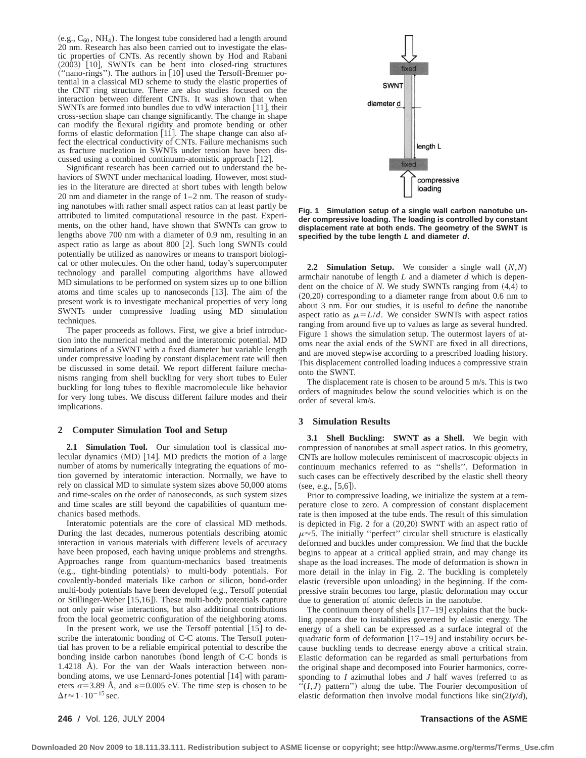(e.g., $C_{60}$, $NH_4$). The longest tube considered had a length around 20 nm. Research has also been carried out to investigate the elastic properties of CNTs. As recently shown by Hod and Rabani (2003) [10], SWNTs can be bent into closed-ring structures ("nano-rings"). The authors in [10] used the Tersoff-Brenner potential in a classical MD scheme to study the elastic properties of the CNT ring structure. There are also studies focused on the interaction between different CNTs. It was shown that when SWNTs are formed into bundles due to vdW interaction [11], their cross-section shape can change significantly. The change in shape can modify the flexural rigidity and promote bending or other forms of elastic deformation [11]. The shape change can also affect the electrical conductivity of CNTs. Failure mechanisms such as fracture nucleation in SWNTs under tension have been discussed using a combined continuum-atomistic approach [12].

Significant research has been carried out to understand the behaviors of SWNT under mechanical loading. However, most studies in the literature are directed at short tubes with length below 20 nm and diameter in the range of 1–2 nm. The reason of studying nanotubes with rather small aspect ratios can at least partly be attributed to limited computational resource in the past. Experiments, on the other hand, have shown that SWNTs can grow to lengths above 700 nm with a diameter of 0.9 nm, resulting in an aspect ratio as large as about 800 [2]. Such long SWNTs could potentially be utilized as nanowires or means to transport biological or other molecules. On the other hand, today's supercomputer technology and parallel computing algorithms have allowed MD simulations to be performed on system sizes up to one billion atoms and time scales up to nanoseconds [13]. The aim of the present work is to investigate mechanical properties of very long SWNTs under compressive loading using MD simulation techniques.

The paper proceeds as follows. First, we give a brief introduction into the numerical method and the interatomic potential. MD simulations of a SWNT with a fixed diameter but variable length under compressive loading by constant displacement rate will then be discussed in some detail. We report different failure mechanisms ranging from shell buckling for very short tubes to Euler buckling for long tubes to flexible macromolecule like behavior for very long tubes. We discuss different failure modes and their implications.

## 2 Computer Simulation Tool and Setup

**2.1 Simulation Tool.** Our simulation tool is classical molecular dynamics (MD) [14]. MD predicts the motion of a large number of atoms by numerically integrating the equations of motion governed by interatomic interaction. Normally, we have to rely on classical MD to simulate system sizes above 50,000 atoms and time-scales on the order of nanoseconds, as such system sizes and time scales are still beyond the capabilities of quantum mechanics based methods.

Interatomic potentials are the core of classical MD methods. During the last decades, numerous potentials describing atomic interaction in various materials with different levels of accuracy have been proposed, each having unique problems and strengths. Approaches range from quantum-mechanics based treatments (e.g., tight-binding potentials) to multi-body potentials. For covalently-bonded materials like carbon or silicon, bond-order multi-body potentials have been developed (e.g., Tersoff potential or Stillinger-Weber [15,16]). These multi-body potentials capture not only pair wise interactions, but also additional contributions from the local geometric configuration of the neighboring atoms.

In the present work, we use the Tersoff potential [15] to describe the interatomic bonding of C-C atoms. The Tersoff potential has proven to be a reliable empirical potential to describe the bonding inside carbon nanotubes (bond length of C-C bonds is 1.4218 Å). For the van der Waals interaction between nonbonding atoms, we use Lennard-Jones potential [14] with parameters $\sigma = 3.89$ Å, and $\varepsilon = 0.005$ eV. The time step is chosen to be $\Delta t \approx 1 \cdot 10^{-15}$ sec.

fixed

SWNT

diameter d

length L

fixed

compressive loading

**Fig. 1 Simulation setup of a single wall carbon nanotube under compressive loading. The loading is controlled by constant displacement rate at both ends. The geometry of the SWNT is specified by the tube length *L* and diameter *d*.**

**2.2 Simulation Setup.** We consider a single wall $(N,N)$ armchair nanotube of length $L$ and a diameter $d$ which is dependent on the choice of $N$. We study SWNTs ranging from (4,4) to (20,20) corresponding to a diameter range from about 0.6 nm to about 3 nm. For our studies, it is useful to define the nanotube aspect ratio as $\mu = L/d$. We consider SWNTs with aspect ratios ranging from around five up to values as large as several hundred. Figure 1 shows the simulation setup. The outermost layers of atoms near the axial ends of the SWNT are fixed in all directions, and are moved stepwise according to a prescribed loading history. This displacement controlled loading induces a compressive strain onto the SWNT.

The displacement rate is chosen to be around 5 m/s. This is two orders of magnitudes below the sound velocities which is on the order of several km/s.

## 3 Simulation Results

**3.1 Shell Buckling: SWNT as a Shell.** We begin with compression of nanotubes at small aspect ratios. In this geometry, CNTs are hollow molecules reminiscent of macroscopic objects in continuum mechanics referred to as "shells". Deformation in such cases can be effectively described by the elastic shell theory (see, e.g., [5,6]).

Prior to compressive loading, we initialize the system at a temperature close to zero. A compression of constant displacement rate is then imposed at the tube ends. The result of this simulation is depicted in Fig. 2 for a (20,20) SWNT with an aspect ratio of $\mu \approx 5$. The initially "perfect" circular shell structure is elastically deformed and buckles under compression. We find that the buckle begins to appear at a critical applied strain, and may change its shape as the load increases. The mode of deformation is shown in more detail in the inlay in Fig. 2. The buckling is completely elastic (reversible upon unloading) in the beginning. If the compressive strain becomes too large, plastic deformation may occur due to generation of atomic defects in the nanotube.

The continuum theory of shells [17–19] explains that the buckling appears due to instabilities governed by elastic energy. The energy of a shell can be expressed as a surface integral of the quadratic form of deformation [17–19] and instability occurs because buckling tends to decrease energy above a critical strain. Elastic deformation can be regarded as small perturbations from the original shape and decomposed into Fourier harmonics, corresponding to $I$ azimuthal lobes and $J$ half waves (referred to as "$(I,J)$ pattern") along the tube. The Fourier decomposition of elastic deformation then involve modal functions like $\sin(2Iy/d)$,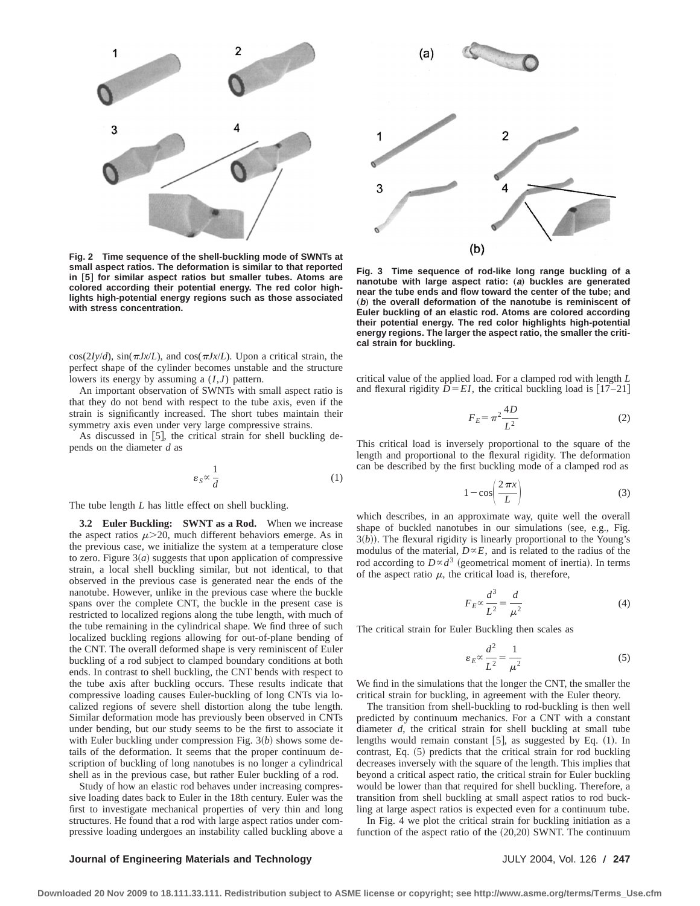Fig. 2 Time sequence of the shell-buckling mode of SWNTs at small aspect ratios. The deformation is similar to that reported in [5] for similar aspect ratios but smaller tubes. Atoms are colored according their potential energy. The red color highlights high-potential energy regions such as those associated with stress concentration.

Fig. 3 Time sequence of rod-like long range buckling of a nanotube with large aspect ratio: (*a*) buckles are generated near the tube ends and flow toward the center of the tube; and (*b*) the overall deformation of the nanotube is reminiscent of Euler buckling of an elastic rod. Atoms are colored according their potential energy. The red color highlights high-potential energy regions. The larger the aspect ratio, the smaller the critical strain for buckling.

$\cos(2Iy/d)$, $\sin(\pi Jx/L)$, and $\cos(\pi Jx/L)$. Upon a critical strain, the perfect shape of the cylinder becomes unstable and the structure lowers its energy by assuming a $(I,J)$ pattern.

An important observation of SWNTs with small aspect ratio is that they do not bend with respect to the tube axis, even if the strain is significantly increased. The short tubes maintain their symmetry axis even under very large compressive strains.

As discussed in [5], the critical strain for shell buckling depends on the diameter $d$ as

$$\varepsilon_S \propto \frac{1}{d} \tag{1}$$

The tube length $L$ has little effect on shell buckling.

**3.2 Euler Buckling: SWNT as a Rod.** When we increase the aspect ratios $\mu > 20$, much different behaviors emerge. As in the previous case, we initialize the system at a temperature close to zero. Figure 3(*a*) suggests that upon application of compressive strain, a local shell buckling similar, but not identical, to that observed in the previous case is generated near the ends of the nanotube. However, unlike in the previous case where the buckle spans over the complete CNT, the buckle in the present case is restricted to localized regions along the tube length, with much of the tube remaining in the cylindrical shape. We find three of such localized buckling regions allowing for out-of-plane bending of the CNT. The overall deformed shape is very reminiscent of Euler buckling of a rod subject to clamped boundary conditions at both ends. In contrast to shell buckling, the CNT bends with respect to the tube axis after buckling occurs. These results indicate that compressive loading causes Euler-buckling of long CNTs via localized regions of severe shell distortion along the tube length. Similar deformation mode has previously been observed in CNTs under bending, but our study seems to be the first to associate it with Euler buckling under compression Fig. 3(*b*) shows some details of the deformation. It seems that the proper continuum description of buckling of long nanotubes is no longer a cylindrical shell as in the previous case, but rather Euler buckling of a rod.

Study of how an elastic rod behaves under increasing compressive loading dates back to Euler in the 18th century. Euler was the first to investigate mechanical properties of very thin and long structures. He found that a rod with large aspect ratios under compressive loading undergoes an instability called buckling above a critical value of the applied load. For a clamped rod with length $L$ and flexural rigidity $D=EI$, the critical buckling load is [17–21]

$$F_E = \pi^2 \frac{4D}{L^2} \tag{2}$$

This critical load is inversely proportional to the square of the length and proportional to the flexural rigidity. The deformation can be described by the first buckling mode of a clamped rod as

$$1 - \cos\left(\frac{2\pi x}{L}\right) \tag{3}$$

which describes, in an approximate way, quite well the overall shape of buckled nanotubes in our simulations (see, e.g., Fig. 3(*b*)). The flexural rigidity is linearly proportional to the Young's modulus of the material, $D \propto E$, and is related to the radius of the rod according to $D \propto d^3$ (geometrical moment of inertia). In terms of the aspect ratio $\mu$, the critical load is, therefore,

$$F_E \propto \frac{d^3}{L^2} = \frac{d}{\mu^2} \tag{4}$$

The critical strain for Euler Buckling then scales as

$$\varepsilon_E \propto \frac{d^2}{L^2} = \frac{1}{\mu^2} \tag{5}$$

We find in the simulations that the longer the CNT, the smaller the critical strain for buckling, in agreement with the Euler theory.

The transition from shell-buckling to rod-buckling is then well predicted by continuum mechanics. For a CNT with a constant diameter $d$, the critical strain for shell buckling at small tube lengths would remain constant [5], as suggested by Eq. (1). In contrast, Eq. (5) predicts that the critical strain for rod buckling decreases inversely with the square of the length. This implies that beyond a critical aspect ratio, the critical strain for Euler buckling would be lower than that required for shell buckling. Therefore, a transition from shell buckling at small aspect ratios to rod buckling at large aspect ratios is expected even for a continuum tube.

In Fig. 4 we plot the critical strain for buckling initiation as a function of the aspect ratio of the (20,20) SWNT. The continuum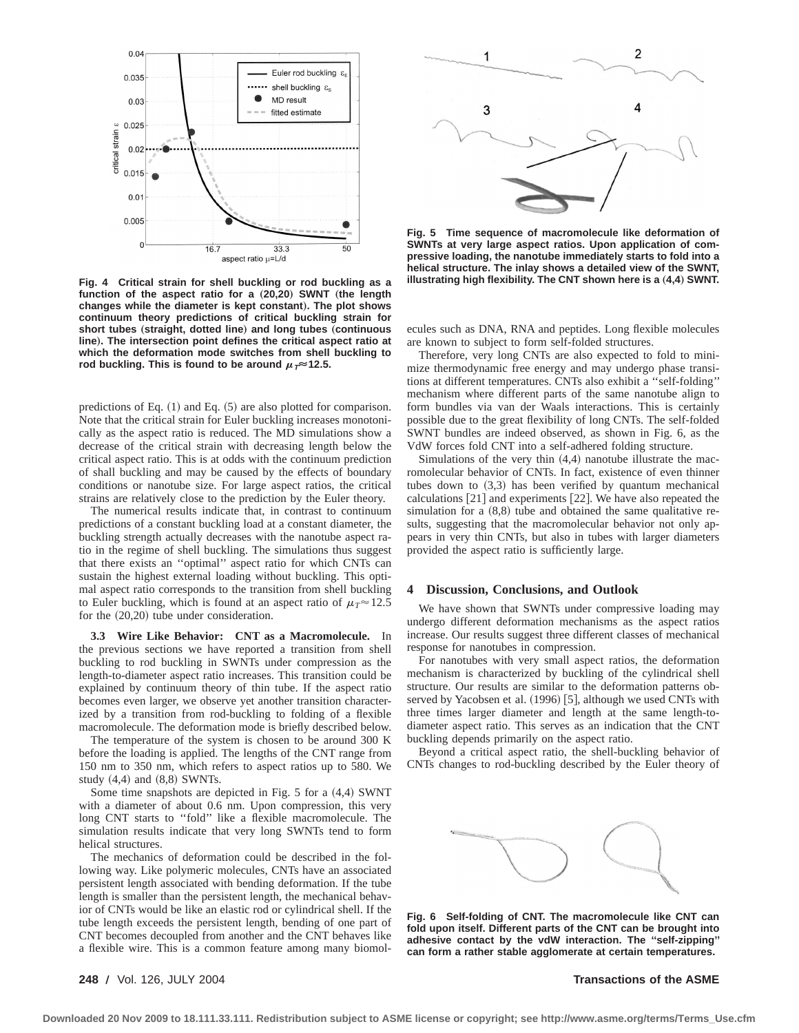Fig. 4 Critical strain for shell buckling or rod buckling as a function of the aspect ratio for a (20,20) SWNT (the length changes while the diameter is kept constant). The plot shows continuum theory predictions of critical buckling strain for short tubes (straight, dotted line) and long tubes (continuous line). The intersection point defines the critical aspect ratio at which the deformation mode switches from shell buckling to rod buckling. This is found to be around $\mu_T \approx 12.5$.

predictions of Eq. (1) and Eq. (5) are also plotted for comparison. Note that the critical strain for Euler buckling increases monotonically as the aspect ratio is reduced. The MD simulations show a decrease of the critical strain with decreasing length below the critical aspect ratio. This is at odds with the continuum prediction of shall buckling and may be caused by the effects of boundary conditions or nanotube size. For large aspect ratios, the critical strains are relatively close to the prediction by the Euler theory.

The numerical results indicate that, in contrast to continuum predictions of a constant buckling load at a constant diameter, the buckling strength actually decreases with the nanotube aspect ratio in the regime of shell buckling. The simulations thus suggest that there exists an "optimal" aspect ratio for which CNTs can sustain the highest external loading without buckling. This optimal aspect ratio corresponds to the transition from shell buckling to Euler buckling, which is found at an aspect ratio of $\mu_T \approx 12.5$ for the (20,20) tube under consideration.

**3.3 Wire Like Behavior: CNT as a Macromolecule.** In the previous sections we have reported a transition from shell buckling to rod buckling in SWNTs under compression as the length-to-diameter aspect ratio increases. This transition could be explained by continuum theory of thin tube. If the aspect ratio becomes even larger, we observe yet another transition characterized by a transition from rod-buckling to folding of a flexible macromolecule. The deformation mode is briefly described below.

The temperature of the system is chosen to be around 300 K before the loading is applied. The lengths of the CNT range from 150 nm to 350 nm, which refers to aspect ratios up to 580. We study (4,4) and (8,8) SWNTs.

Some time snapshots are depicted in Fig. 5 for a (4,4) SWNT with a diameter of about 0.6 nm. Upon compression, this very long CNT starts to "fold" like a flexible macromolecule. The simulation results indicate that very long SWNTs tend to form helical structures.

The mechanics of deformation could be described in the following way. Like polymeric molecules, CNTs have an associated persistent length associated with bending deformation. If the tube length is smaller than the persistent length, the mechanical behavior of CNTs would be like an elastic rod or cylindrical shell. If the tube length exceeds the persistent length, bending of one part of CNT becomes decoupled from another and the CNT behaves like a flexible wire. This is a common feature among many biomolecules such as DNA, RNA and peptides. Long flexible molecules are known to subject to form self-folded structures.

Fig. 5 Time sequence of macromolecule like deformation of SWNTs at very large aspect ratios. Upon application of compressive loading, the nanotube immediately starts to fold into a helical structure. The inlay shows a detailed view of the SWNT, illustrating high flexibility. The CNT shown here is a (4,4) SWNT.

Therefore, very long CNTs are also expected to fold to minimize thermodynamic free energy and may undergo phase transitions at different temperatures. CNTs also exhibit a "self-folding" mechanism where different parts of the same nanotube align to form bundles via van der Waals interactions. This is certainly possible due to the great flexibility of long CNTs. The self-folded SWNT bundles are indeed observed, as shown in Fig. 6, as the VdW forces fold CNT into a self-adhered folding structure.

Simulations of the very thin (4,4) nanotube illustrate the macromolecular behavior of CNTs. In fact, existence of even thinner tubes down to (3,3) has been verified by quantum mechanical calculations [21] and experiments [22]. We have also repeated the simulation for a (8,8) tube and obtained the same qualitative results, suggesting that the macromolecular behavior not only appears in very thin CNTs, but also in tubes with larger diameters provided the aspect ratio is sufficiently large.

## 4 Discussion, Conclusions, and Outlook

We have shown that SWNTs under compressive loading may undergo different deformation mechanisms as the aspect ratios increase. Our results suggest three different classes of mechanical response for nanotubes in compression.

For nanotubes with very small aspect ratios, the deformation mechanism is characterized by buckling of the cylindrical shell structure. Our results are similar to the deformation patterns observed by Yacobsen et al. (1996) [5], although we used CNTs with three times larger diameter and length at the same length-to-diameter aspect ratio. This serves as an indication that the CNT buckling depends primarily on the aspect ratio.

Beyond a critical aspect ratio, the shell-buckling behavior of CNTs changes to rod-buckling described by the Euler theory of

Fig. 6 Self-folding of CNT. The macromolecule like CNT can fold upon itself. Different parts of the CNT can be brought into adhesive contact by the vdW interaction. The "self-zipping" can form a rather stable agglomerate at certain temperatures.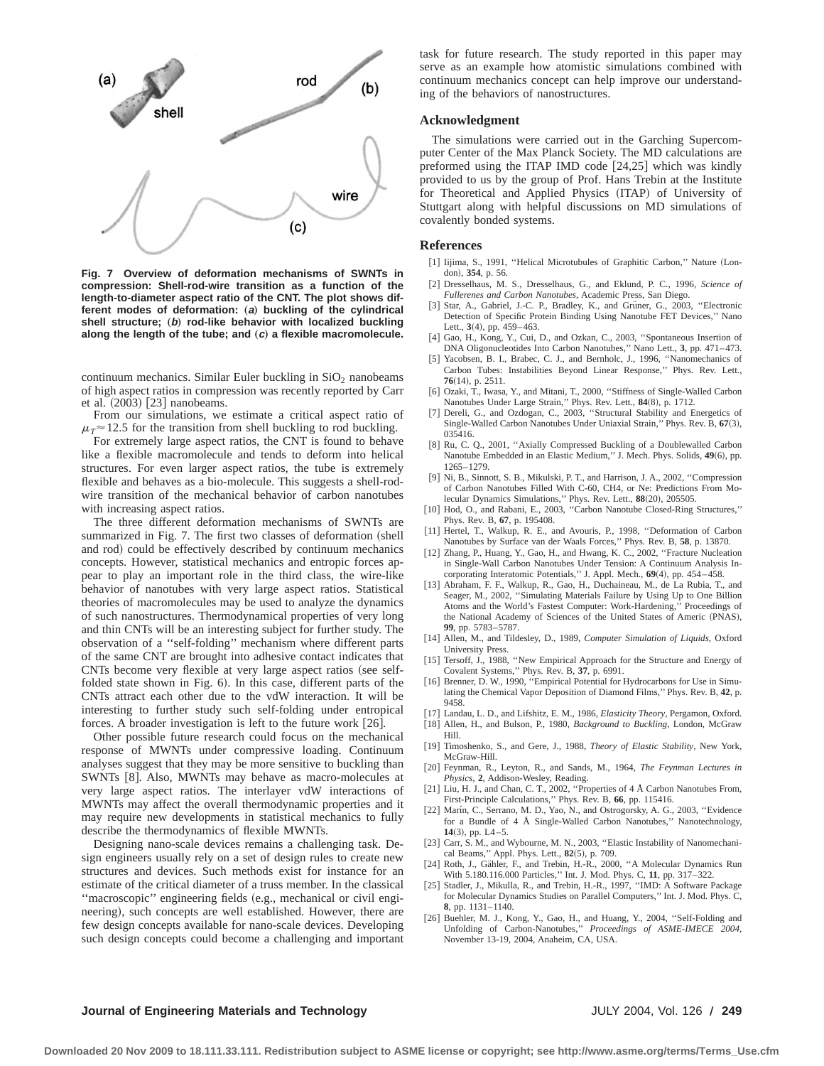(a) shell

rod (b)

wire

(c)

**Fig. 7 Overview of deformation mechanisms of SWNTs in compression: Shell-rod-wire transition as a function of the length-to-diameter aspect ratio of the CNT. The plot shows different modes of deformation: (*a*) buckling of the cylindrical shell structure; (*b*) rod-like behavior with localized buckling along the length of the tube; and (*c*) a flexible macromolecule.**

continuum mechanics. Similar Euler buckling in $SiO_2$ nanobeams of high aspect ratios in compression was recently reported by Carr et al. (2003) [23] nanobeams.

From our simulations, we estimate a critical aspect ratio of $\mu_T \approx 12.5$ for the transition from shell buckling to rod buckling.

For extremely large aspect ratios, the CNT is found to behave like a flexible macromolecule and tends to deform into helical structures. For even larger aspect ratios, the tube is extremely flexible and behaves as a bio-molecule. This suggests a shell-rod-wire transition of the mechanical behavior of carbon nanotubes with increasing aspect ratios.

The three different deformation mechanisms of SWNTs are summarized in Fig. 7. The first two classes of deformation (shell and rod) could be effectively described by continuum mechanics concepts. However, statistical mechanics and entropic forces appear to play an important role in the third class, the wire-like behavior of nanotubes with very large aspect ratios. Statistical theories of macromolecules may be used to analyze the dynamics of such nanostructures. Thermodynamical properties of very long and thin CNTs will be an interesting subject for further study. The observation of a "self-folding" mechanism where different parts of the same CNT are brought into adhesive contact indicates that CNTs become very flexible at very large aspect ratios (see self-folded state shown in Fig. 6). In this case, different parts of the CNTs attract each other due to the vdW interaction. It will be interesting to further study such self-folding under entropical forces. A broader investigation is left to the future work [26].

Other possible future research could focus on the mechanical response of MWNTs under compressive loading. Continuum analyses suggest that they may be more sensitive to buckling than SWNTs [8]. Also, MWNTs may behave as macro-molecules at very large aspect ratios. The interlayer vdW interactions of MWNTs may affect the overall thermodynamic properties and it may require new developments in statistical mechanics to fully describe the thermodynamics of flexible MWNTs.

Designing nano-scale devices remains a challenging task. Design engineers usually rely on a set of design rules to create new structures and devices. Such methods exist for instance for an estimate of the critical diameter of a truss member. In the classical "macroscopic" engineering fields (e.g., mechanical or civil engineering), such concepts are well established. However, there are few design concepts available for nano-scale devices. Developing such design concepts could become a challenging and important task for future research. The study reported in this paper may serve as an example how atomistic simulations combined with continuum mechanics concept can help improve our understanding of the behaviors of nanostructures.

## Acknowledgment

The simulations were carried out in the Garching Supercomputer Center of the Max Planck Society. The MD calculations are preformed using the ITAP IMD code [24,25] which was kindly provided to us by the group of Prof. Hans Trebin at the Institute for Theoretical and Applied Physics (ITAP) of University of Stuttgart along with helpful discussions on MD simulations of covalently bonded systems.

## References

[1] Iijima, S., 1991, "Helical Microtubules of Graphitic Carbon," Nature (London), **354**, p. 56.
[2] Dresselhaus, M. S., Dresselhaus, G., and Eklund, P. C., 1996, *Science of Fullerenes and Carbon Nanotubes*, Academic Press, San Diego.
[3] Star, A., Gabriel, J.-C. P., Bradley, K., and Grüner, G., 2003, "Electronic Detection of Specific Protein Binding Using Nanotube FET Devices," Nano Lett., **3**(4), pp. 459–463.
[4] Gao, H., Kong, Y., Cui, D., and Ozkan, C., 2003, "Spontaneous Insertion of DNA Oligonucleotides Into Carbon Nanotubes," Nano Lett., **3**, pp. 471–473.
[5] Yacobsen, B. I., Brabec, C. J., and Bernholc, J., 1996, "Nanomechanics of Carbon Tubes: Instabilities Beyond Linear Response," Phys. Rev. Lett., **76**(14), p. 2511.
[6] Ozaki, T., Iwasa, Y., and Mitani, T., 2000, "Stiffness of Single-Walled Carbon Nanotubes Under Large Strain," Phys. Rev. Lett., **84**(8), p. 1712.
[7] Dereli, G., and Ozdogan, C., 2003, "Structural Stability and Energetics of Single-Walled Carbon Nanotubes Under Uniaxial Strain," Phys. Rev. B, **67**(3), 035416.
[8] Ru, C. Q., 2001, "Axially Compressed Buckling of a Doublewalled Carbon Nanotube Embedded in an Elastic Medium," J. Mech. Phys. Solids, **49**(6), pp. 1265–1279.
[9] Ni, B., Sinnott, S. B., Mikulski, P. T., and Harrison, J. A., 2002, "Compression of Carbon Nanotubes Filled With C-60, CH4, or Ne: Predictions From Molecular Dynamics Simulations," Phys. Rev. Lett., **88**(20), 205505.
[10] Hod, O., and Rabani, E., 2003, "Carbon Nanotube Closed-Ring Structures," Phys. Rev. B, **67**, p. 195408.
[11] Hertel, T., Walkup, R. E., and Avouris, P., 1998, "Deformation of Carbon Nanotubes by Surface van der Waals Forces," Phys. Rev. B, **58**, p. 13870.
[12] Zhang, P., Huang, Y., Gao, H., and Hwang, K. C., 2002, "Fracture Nucleation in Single-Wall Carbon Nanotubes Under Tension: A Continuum Analysis Incorporating Interatomic Potentials," J. Appl. Mech., **69**(4), pp. 454–458.
[13] Abraham, F. F., Walkup, R., Gao, H., Duchaineau, M., de La Rubia, T., and Seager, M., 2002, "Simulating Materials Failure by Using Up to One Billion Atoms and the World's Fastest Computer: Work-Hardening," Proceedings of the National Academy of Sciences of the United States of Americ (PNAS), **99**, pp. 5783–5787.
[14] Allen, M., and Tildesley, D., 1989, *Computer Simulation of Liquids*, Oxford University Press.
[15] Tersoff, J., 1988, "New Empirical Approach for the Structure and Energy of Covalent Systems," Phys. Rev. B, **37**, p. 6991.
[16] Brenner, D. W., 1990, "Empirical Potential for Hydrocarbons for Use in Simulating the Chemical Vapor Deposition of Diamond Films," Phys. Rev. B, **42**, p. 9458.
[17] Landau, L. D., and Lifshitz, E. M., 1986, *Elasticity Theory*, Pergamon, Oxford.
[18] Allen, H., and Bulson, P., 1980, *Background to Buckling*, London, McGraw Hill.
[19] Timoshenko, S., and Gere, J., 1988, *Theory of Elastic Stability*, New York, McGraw-Hill.
[20] Feynman, R., Leyton, R., and Sands, M., 1964, *The Feynman Lectures in Physics*, **2**, Addison-Wesley, Reading.
[21] Liu, H. J., and Chan, C. T., 2002, "Properties of 4 Å Carbon Nanotubes From First-Principle Calculations," Phys. Rev. B, **66**, pp. 115416.
[22] Marin, C., Serrano, M. D., Yao, N., and Ostrogorsky, A. G., 2003, "Evidence for a Bundle of 4 Å Single-Walled Carbon Nanotubes," Nanotechnology, **14**(3), pp. L4–5.
[23] Carr, S. M., and Wybourne, M. N., 2003, "Elastic Instability of Nanomechanical Beams," Appl. Phys. Lett., **82**(5), p. 709.
[24] Roth, J., Gähler, F., and Trebin, H.-R., 2000, "A Molecular Dynamics Run With 5.180.116.000 Particles," Int. J. Mod. Phys. C, **11**, pp. 317–322.
[25] Stadler, J., Mikulla, R., and Trebin, H.-R., 1997, "IMD: A Software Package for Molecular Dynamics Studies on Parallel Computers," Int. J. Mod. Phys. C, **8**, pp. 1131–1140.
[26] Buehler, M. J., Kong, Y., Gao, H., and Huang, Y., 2004, "Self-Folding and Unfolding of Carbon-Nanotubes," *Proceedings of ASME-IMECE 2004*, November 13-19, 2004, Anaheim, CA, USA.